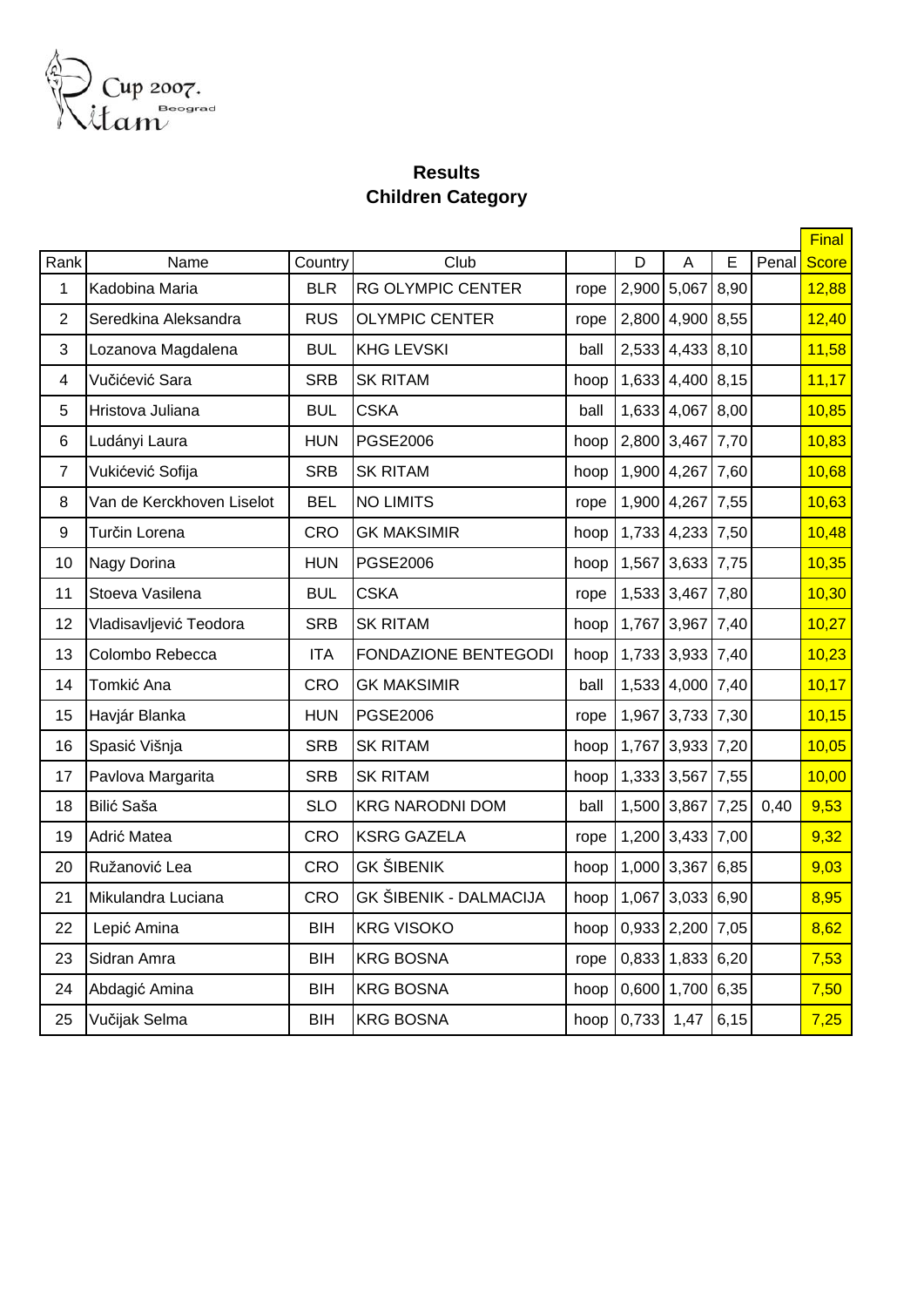Cup 2007.
Ritam Beograd

## Results
## Children Category

| Rank | Name | Country | Club | | D | A | E | Penal | Final Score |
|---|---|---|---|---|---|---|---|---|---|
| 1 | Kadobina Maria | BLR | RG OLYMPIC CENTER | rope | 2,900 | 5,067 | 8,90 | | 12,88 |
| 2 | Seredkina Aleksandra | RUS | OLYMPIC CENTER | rope | 2,800 | 4,900 | 8,55 | | 12,40 |
| 3 | Lozanova Magdalena | BUL | KHG LEVSKI | ball | 2,533 | 4,433 | 8,10 | | 11,58 |
| 4 | Vučićević Sara | SRB | SK RITAM | hoop | 1,633 | 4,400 | 8,15 | | 11,17 |
| 5 | Hristova Juliana | BUL | CSKA | ball | 1,633 | 4,067 | 8,00 | | 10,85 |
| 6 | Ludányi Laura | HUN | PGSE2006 | hoop | 2,800 | 3,467 | 7,70 | | 10,83 |
| 7 | Vukićević Sofija | SRB | SK RITAM | hoop | 1,900 | 4,267 | 7,60 | | 10,68 |
| 8 | Van de Kerckhoven Liselot | BEL | NO LIMITS | rope | 1,900 | 4,267 | 7,55 | | 10,63 |
| 9 | Turčin Lorena | CRO | GK MAKSIMIR | hoop | 1,733 | 4,233 | 7,50 | | 10,48 |
| 10 | Nagy Dorina | HUN | PGSE2006 | hoop | 1,567 | 3,633 | 7,75 | | 10,35 |
| 11 | Stoeva Vasilena | BUL | CSKA | rope | 1,533 | 3,467 | 7,80 | | 10,30 |
| 12 | Vladisavljević Teodora | SRB | SK RITAM | hoop | 1,767 | 3,967 | 7,40 | | 10,27 |
| 13 | Colombo Rebecca | ITA | FONDAZIONE BENTEGODI | hoop | 1,733 | 3,933 | 7,40 | | 10,23 |
| 14 | Tomkić Ana | CRO | GK MAKSIMIR | ball | 1,533 | 4,000 | 7,40 | | 10,17 |
| 15 | Havjár Blanka | HUN | PGSE2006 | rope | 1,967 | 3,733 | 7,30 | | 10,15 |
| 16 | Spasić Višnja | SRB | SK RITAM | hoop | 1,767 | 3,933 | 7,20 | | 10,05 |
| 17 | Pavlova Margarita | SRB | SK RITAM | hoop | 1,333 | 3,567 | 7,55 | | 10,00 |
| 18 | Bilić Saša | SLO | KRG NARODNI DOM | ball | 1,500 | 3,867 | 7,25 | 0,40 | 9,53 |
| 19 | Adrić Matea | CRO | KSRG GAZELA | rope | 1,200 | 3,433 | 7,00 | | 9,32 |
| 20 | Ružanović Lea | CRO | GK ŠIBENIK | hoop | 1,000 | 3,367 | 6,85 | | 9,03 |
| 21 | Mikulandra Luciana | CRO | GK ŠIBENIK - DALMACIJA | hoop | 1,067 | 3,033 | 6,90 | | 8,95 |
| 22 | Lepić Amina | BIH | KRG VISOKO | hoop | 0,933 | 2,200 | 7,05 | | 8,62 |
| 23 | Sidran Amra | BIH | KRG BOSNA | rope | 0,833 | 1,833 | 6,20 | | 7,53 |
| 24 | Abdagić Amina | BIH | KRG BOSNA | hoop | 0,600 | 1,700 | 6,35 | | 7,50 |
| 25 | Vučijak Selma | BIH | KRG BOSNA | hoop | 0,733 | 1,47 | 6,15 | | 7,25 |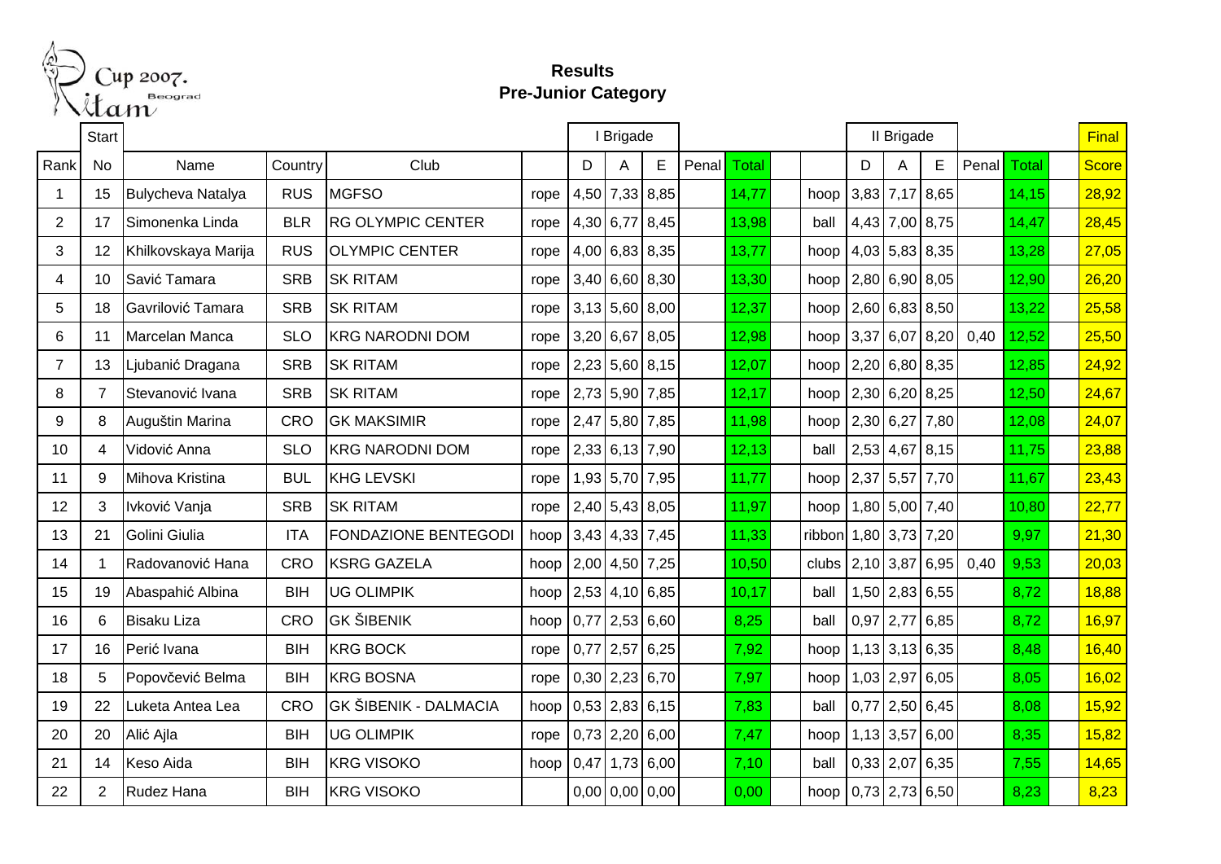Cup 2007. Beograd Ritam

# Results
## Pre-Junior Category

| | Start | | | | | I Brigade | | | | | | II Brigade | | | | | Final |
|---|---|---|---|---|---|---|---|---|---|---|---|---|---|---|---|---|---|
| Rank | No | Name | Country | Club | | D | A | E | Penal | Total | | D | A | E | Penal | Total | Score |
| 1 | 15 | Bulycheva Natalya | RUS | MGFSO | rope | 4,50 | 7,33 | 8,85 | | 14,77 | hoop | 3,83 | 7,17 | 8,65 | | 14,15 | 28,92 |
| 2 | 17 | Simonenka Linda | BLR | RG OLYMPIC CENTER | rope | 4,30 | 6,77 | 8,45 | | 13,98 | ball | 4,43 | 7,00 | 8,75 | | 14,47 | 28,45 |
| 3 | 12 | Khilkovskaya Marija | RUS | OLYMPIC CENTER | rope | 4,00 | 6,83 | 8,35 | | 13,77 | hoop | 4,03 | 5,83 | 8,35 | | 13,28 | 27,05 |
| 4 | 10 | Savić Tamara | SRB | SK RITAM | rope | 3,40 | 6,60 | 8,30 | | 13,30 | hoop | 2,80 | 6,90 | 8,05 | | 12,90 | 26,20 |
| 5 | 18 | Gavrilović Tamara | SRB | SK RITAM | rope | 3,13 | 5,60 | 8,00 | | 12,37 | hoop | 2,60 | 6,83 | 8,50 | | 13,22 | 25,58 |
| 6 | 11 | Marcelan Manca | SLO | KRG NARODNI DOM | rope | 3,20 | 6,67 | 8,05 | | 12,98 | hoop | 3,37 | 6,07 | 8,20 | 0,40 | 12,52 | 25,50 |
| 7 | 13 | Ljubanić Dragana | SRB | SK RITAM | rope | 2,23 | 5,60 | 8,15 | | 12,07 | hoop | 2,20 | 6,80 | 8,35 | | 12,85 | 24,92 |
| 8 | 7 | Stevanović Ivana | SRB | SK RITAM | rope | 2,73 | 5,90 | 7,85 | | 12,17 | hoop | 2,30 | 6,20 | 8,25 | | 12,50 | 24,67 |
| 9 | 8 | Auguštin Marina | CRO | GK MAKSIMIR | rope | 2,47 | 5,80 | 7,85 | | 11,98 | hoop | 2,30 | 6,27 | 7,80 | | 12,08 | 24,07 |
| 10 | 4 | Vidović Anna | SLO | KRG NARODNI DOM | rope | 2,33 | 6,13 | 7,90 | | 12,13 | ball | 2,53 | 4,67 | 8,15 | | 11,75 | 23,88 |
| 11 | 9 | Mihova Kristina | BUL | KHG LEVSKI | rope | 1,93 | 5,70 | 7,95 | | 11,77 | hoop | 2,37 | 5,57 | 7,70 | | 11,67 | 23,43 |
| 12 | 3 | Ivković Vanja | SRB | SK RITAM | rope | 2,40 | 5,43 | 8,05 | | 11,97 | hoop | 1,80 | 5,00 | 7,40 | | 10,80 | 22,77 |
| 13 | 21 | Golini Giulia | ITA | FONDAZIONE BENTEGODI | hoop | 3,43 | 4,33 | 7,45 | | 11,33 | ribbon | 1,80 | 3,73 | 7,20 | | 9,97 | 21,30 |
| 14 | 1 | Radovanović Hana | CRO | KSRG GAZELA | hoop | 2,00 | 4,50 | 7,25 | | 10,50 | clubs | 2,10 | 3,87 | 6,95 | 0,40 | 9,53 | 20,03 |
| 15 | 19 | Abaspahić Albina | BIH | UG OLIMPIK | hoop | 2,53 | 4,10 | 6,85 | | 10,17 | ball | 1,50 | 2,83 | 6,55 | | 8,72 | 18,88 |
| 16 | 6 | Bisaku Liza | CRO | GK ŠIBENIK | hoop | 0,77 | 2,53 | 6,60 | | 8,25 | ball | 0,97 | 2,77 | 6,85 | | 8,72 | 16,97 |
| 17 | 16 | Perić Ivana | BIH | KRG BOCK | rope | 0,77 | 2,57 | 6,25 | | 7,92 | hoop | 1,13 | 3,13 | 6,35 | | 8,48 | 16,40 |
| 18 | 5 | Popovčević Belma | BIH | KRG BOSNA | rope | 0,30 | 2,23 | 6,70 | | 7,97 | hoop | 1,03 | 2,97 | 6,05 | | 8,05 | 16,02 |
| 19 | 22 | Luketa Antea Lea | CRO | GK ŠIBENIK - DALMACIA | hoop | 0,53 | 2,83 | 6,15 | | 7,83 | ball | 0,77 | 2,50 | 6,45 | | 8,08 | 15,92 |
| 20 | 20 | Alić Ajla | BIH | UG OLIMPIK | rope | 0,73 | 2,20 | 6,00 | | 7,47 | hoop | 1,13 | 3,57 | 6,00 | | 8,35 | 15,82 |
| 21 | 14 | Keso Aida | BIH | KRG VISOKO | hoop | 0,47 | 1,73 | 6,00 | | 7,10 | ball | 0,33 | 2,07 | 6,35 | | 7,55 | 14,65 |
| 22 | 2 | Rudez Hana | BIH | KRG VISOKO | | 0,00 | 0,00 | 0,00 | | 0,00 | hoop | 0,73 | 2,73 | 6,50 | | 8,23 | 8,23 |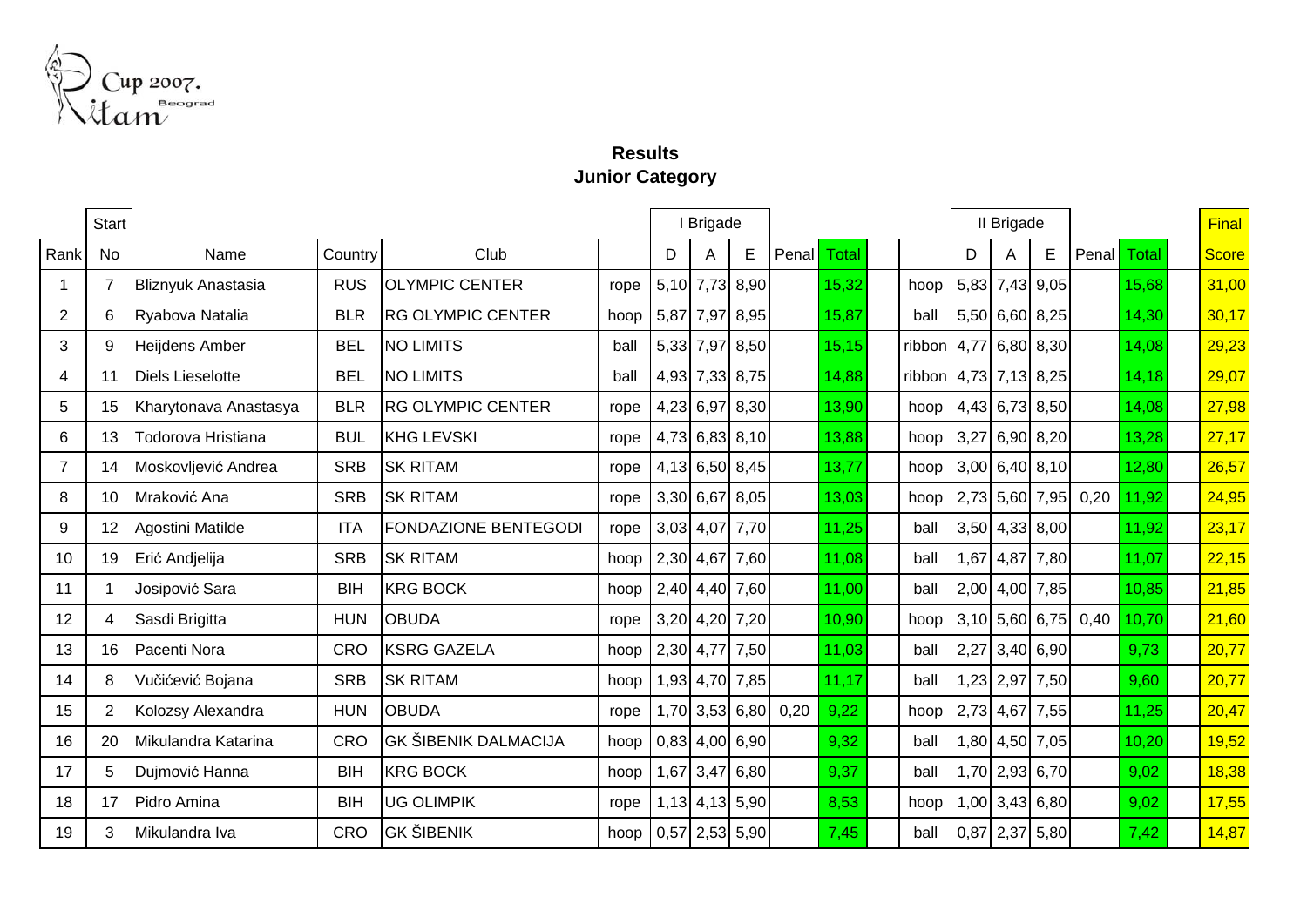Cup 2007. Ritam Beograd

**Results**
**Junior Category**

| Rank | Start No | Name | Country | Club | | I Brigade D | A | E | Penal | Total | | II Brigade D | A | E | Penal | Total | Final Score |
|---|---|---|---|---|---|---|---|---|---|---|---|---|---|---|---|---|---|
| 1 | 7 | Bliznyuk Anastasia | RUS | OLYMPIC CENTER | rope | 5,10 | 7,73 | 8,90 | | 15,32 | hoop | 5,83 | 7,43 | 9,05 | | 15,68 | 31,00 |
| 2 | 6 | Ryabova Natalia | BLR | RG OLYMPIC CENTER | hoop | 5,87 | 7,97 | 8,95 | | 15,87 | ball | 5,50 | 6,60 | 8,25 | | 14,30 | 30,17 |
| 3 | 9 | Heijdens Amber | BEL | NO LIMITS | ball | 5,33 | 7,97 | 8,50 | | 15,15 | ribbon | 4,77 | 6,80 | 8,30 | | 14,08 | 29,23 |
| 4 | 11 | Diels Lieselotte | BEL | NO LIMITS | ball | 4,93 | 7,33 | 8,75 | | 14,88 | ribbon | 4,73 | 7,13 | 8,25 | | 14,18 | 29,07 |
| 5 | 15 | Kharytonava Anastasya | BLR | RG OLYMPIC CENTER | rope | 4,23 | 6,97 | 8,30 | | 13,90 | hoop | 4,43 | 6,73 | 8,50 | | 14,08 | 27,98 |
| 6 | 13 | Todorova Hristiana | BUL | KHG LEVSKI | rope | 4,73 | 6,83 | 8,10 | | 13,88 | hoop | 3,27 | 6,90 | 8,20 | | 13,28 | 27,17 |
| 7 | 14 | Moskovljević Andrea | SRB | SK RITAM | rope | 4,13 | 6,50 | 8,45 | | 13,77 | hoop | 3,00 | 6,40 | 8,10 | | 12,80 | 26,57 |
| 8 | 10 | Mraković Ana | SRB | SK RITAM | rope | 3,30 | 6,67 | 8,05 | | 13,03 | hoop | 2,73 | 5,60 | 7,95 | 0,20 | 11,92 | 24,95 |
| 9 | 12 | Agostini Matilde | ITA | FONDAZIONE BENTEGODI | rope | 3,03 | 4,07 | 7,70 | | 11,25 | ball | 3,50 | 4,33 | 8,00 | | 11,92 | 23,17 |
| 10 | 19 | Erić Andjelija | SRB | SK RITAM | hoop | 2,30 | 4,67 | 7,60 | | 11,08 | ball | 1,67 | 4,87 | 7,80 | | 11,07 | 22,15 |
| 11 | 1 | Josipović Sara | BIH | KRG BOCK | hoop | 2,40 | 4,40 | 7,60 | | 11,00 | ball | 2,00 | 4,00 | 7,85 | | 10,85 | 21,85 |
| 12 | 4 | Sasdi Brigitta | HUN | OBUDA | rope | 3,20 | 4,20 | 7,20 | | 10,90 | hoop | 3,10 | 5,60 | 6,75 | 0,40 | 10,70 | 21,60 |
| 13 | 16 | Pacenti Nora | CRO | KSRG GAZELA | hoop | 2,30 | 4,77 | 7,50 | | 11,03 | ball | 2,27 | 3,40 | 6,90 | | 9,73 | 20,77 |
| 14 | 8 | Vučićević Bojana | SRB | SK RITAM | hoop | 1,93 | 4,70 | 7,85 | | 11,17 | ball | 1,23 | 2,97 | 7,50 | | 9,60 | 20,77 |
| 15 | 2 | Kolozsy Alexandra | HUN | OBUDA | rope | 1,70 | 3,53 | 6,80 | 0,20 | 9,22 | hoop | 2,73 | 4,67 | 7,55 | | 11,25 | 20,47 |
| 16 | 20 | Mikulandra Katarina | CRO | GK ŠIBENIK DALMACIJA | hoop | 0,83 | 4,00 | 6,90 | | 9,32 | ball | 1,80 | 4,50 | 7,05 | | 10,20 | 19,52 |
| 17 | 5 | Dujmović Hanna | BIH | KRG BOCK | hoop | 1,67 | 3,47 | 6,80 | | 9,37 | ball | 1,70 | 2,93 | 6,70 | | 9,02 | 18,38 |
| 18 | 17 | Pidro Amina | BIH | UG OLIMPIK | rope | 1,13 | 4,13 | 5,90 | | 8,53 | hoop | 1,00 | 3,43 | 6,80 | | 9,02 | 17,55 |
| 19 | 3 | Mikulandra Iva | CRO | GK ŠIBENIK | hoop | 0,57 | 2,53 | 5,90 | | 7,45 | ball | 0,87 | 2,37 | 5,80 | | 7,42 | 14,87 |